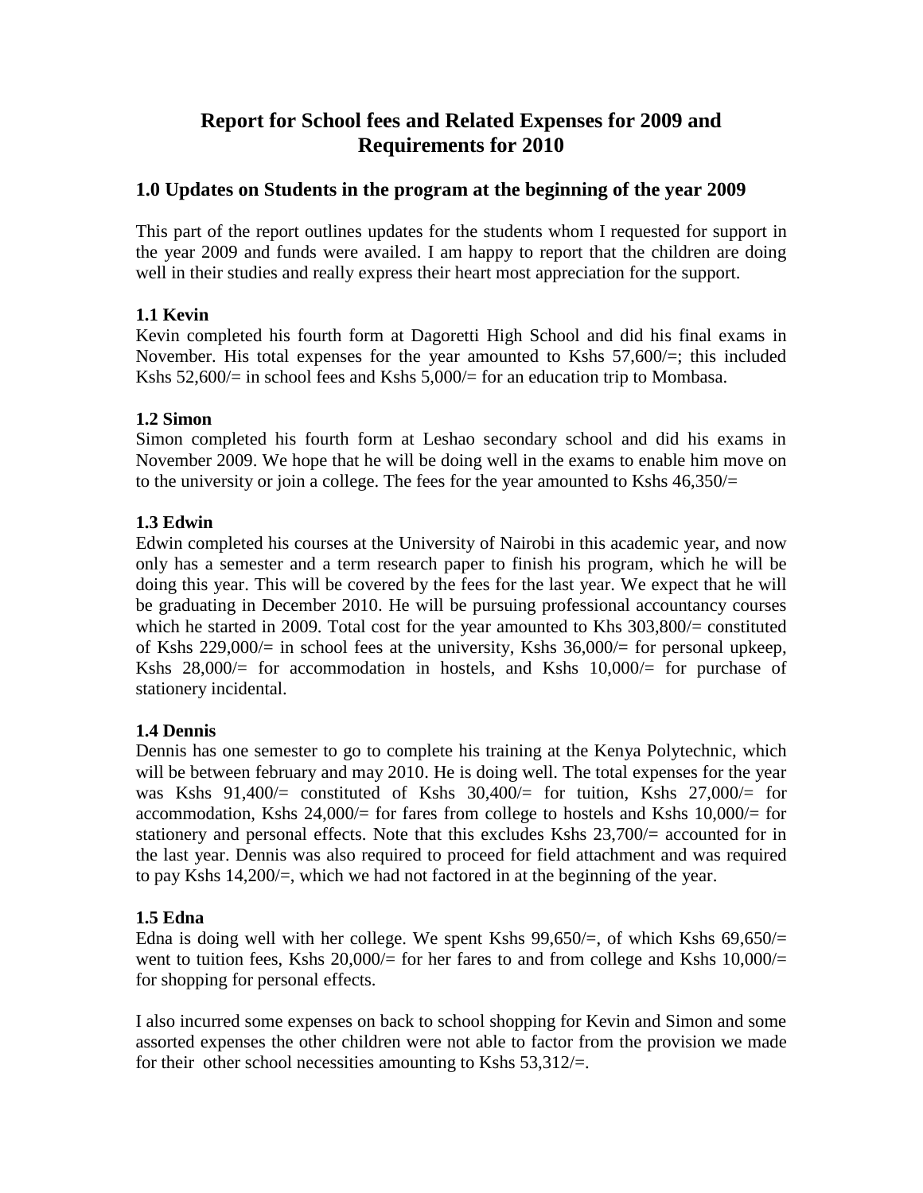# Report for School fees and Related Expenses for 2009 and Requirements for 2010

## 1.0 Updates on Students in the program at the beginning of the year 2009

This part of the report outlines updates for the students whom I requested for support in the year 2009 and funds were availed. I am happy to report that the children are doing well in their studies and really express their heart most appreciation for the support.

### 1.1 Kevin

Kevin completed his fourth form at Dagoretti High School and did his final exams in November. His total expenses for the year amounted to Kshs 57,600/=; this included Kshs 52,600/= in school fees and Kshs 5,000/= for an education trip to Mombasa.

### 1.2 Simon

Simon completed his fourth form at Leshao secondary school and did his exams in November 2009. We hope that he will be doing well in the exams to enable him move on to the university or join a college. The fees for the year amounted to Kshs 46,350/=

### 1.3 Edwin

Edwin completed his courses at the University of Nairobi in this academic year, and now only has a semester and a term research paper to finish his program, which he will be doing this year. This will be covered by the fees for the last year. We expect that he will be graduating in December 2010. He will be pursuing professional accountancy courses which he started in 2009. Total cost for the year amounted to Khs 303,800/= constituted of Kshs 229,000/= in school fees at the university, Kshs 36,000/= for personal upkeep, Kshs 28,000/= for accommodation in hostels, and Kshs 10,000/= for purchase of stationery incidental.

### 1.4 Dennis

Dennis has one semester to go to complete his training at the Kenya Polytechnic, which will be between february and may 2010. He is doing well. The total expenses for the year was Kshs 91,400/= constituted of Kshs 30,400/= for tuition, Kshs 27,000/= for accommodation, Kshs 24,000/= for fares from college to hostels and Kshs 10,000/= for stationery and personal effects. Note that this excludes Kshs 23,700/= accounted for in the last year. Dennis was also required to proceed for field attachment and was required to pay Kshs 14,200/=, which we had not factored in at the beginning of the year.

### 1.5 Edna

Edna is doing well with her college. We spent Kshs 99,650/=, of which Kshs 69,650/= went to tuition fees, Kshs 20,000/= for her fares to and from college and Kshs 10,000/= for shopping for personal effects.

I also incurred some expenses on back to school shopping for Kevin and Simon and some assorted expenses the other children were not able to factor from the provision we made for their other school necessities amounting to Kshs 53,312/=.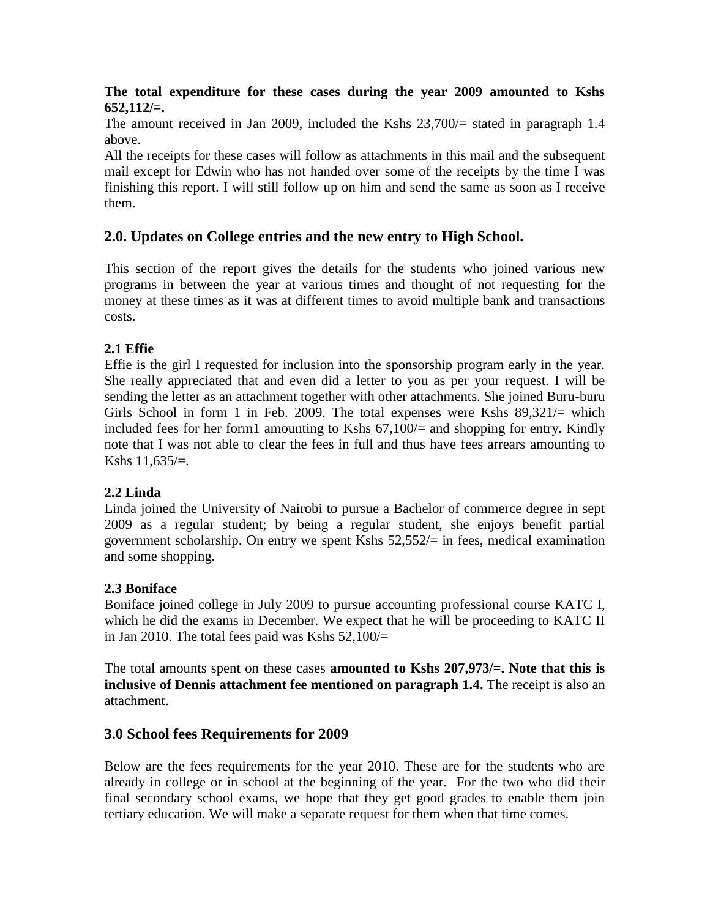**The total expenditure for these cases during the year 2009 amounted to Kshs 652,112/=.**

The amount received in Jan 2009, included the Kshs 23,700/= stated in paragraph 1.4 above.

All the receipts for these cases will follow as attachments in this mail and the subsequent mail except for Edwin who has not handed over some of the receipts by the time I was finishing this report. I will still follow up on him and send the same as soon as I receive them.

## 2.0. Updates on College entries and the new entry to High School.

This section of the report gives the details for the students who joined various new programs in between the year at various times and thought of not requesting for the money at these times as it was at different times to avoid multiple bank and transactions costs.

### 2.1 Effie

Effie is the girl I requested for inclusion into the sponsorship program early in the year. She really appreciated that and even did a letter to you as per your request. I will be sending the letter as an attachment together with other attachments. She joined Buru-buru Girls School in form 1 in Feb. 2009. The total expenses were Kshs 89,321/= which included fees for her form1 amounting to Kshs 67,100/= and shopping for entry. Kindly note that I was not able to clear the fees in full and thus have fees arrears amounting to Kshs 11,635/=.

### 2.2 Linda

Linda joined the University of Nairobi to pursue a Bachelor of commerce degree in sept 2009 as a regular student; by being a regular student, she enjoys benefit partial government scholarship. On entry we spent Kshs 52,552/= in fees, medical examination and some shopping.

### 2.3 Boniface

Boniface joined college in July 2009 to pursue accounting professional course KATC I, which he did the exams in December. We expect that he will be proceeding to KATC II in Jan 2010. The total fees paid was Kshs 52,100/=

The total amounts spent on these cases **amounted to Kshs 207,973/=. Note that this is inclusive of Dennis attachment fee mentioned on paragraph 1.4.** The receipt is also an attachment.

## 3.0 School fees Requirements for 2009

Below are the fees requirements for the year 2010. These are for the students who are already in college or in school at the beginning of the year. For the two who did their final secondary school exams, we hope that they get good grades to enable them join tertiary education. We will make a separate request for them when that time comes.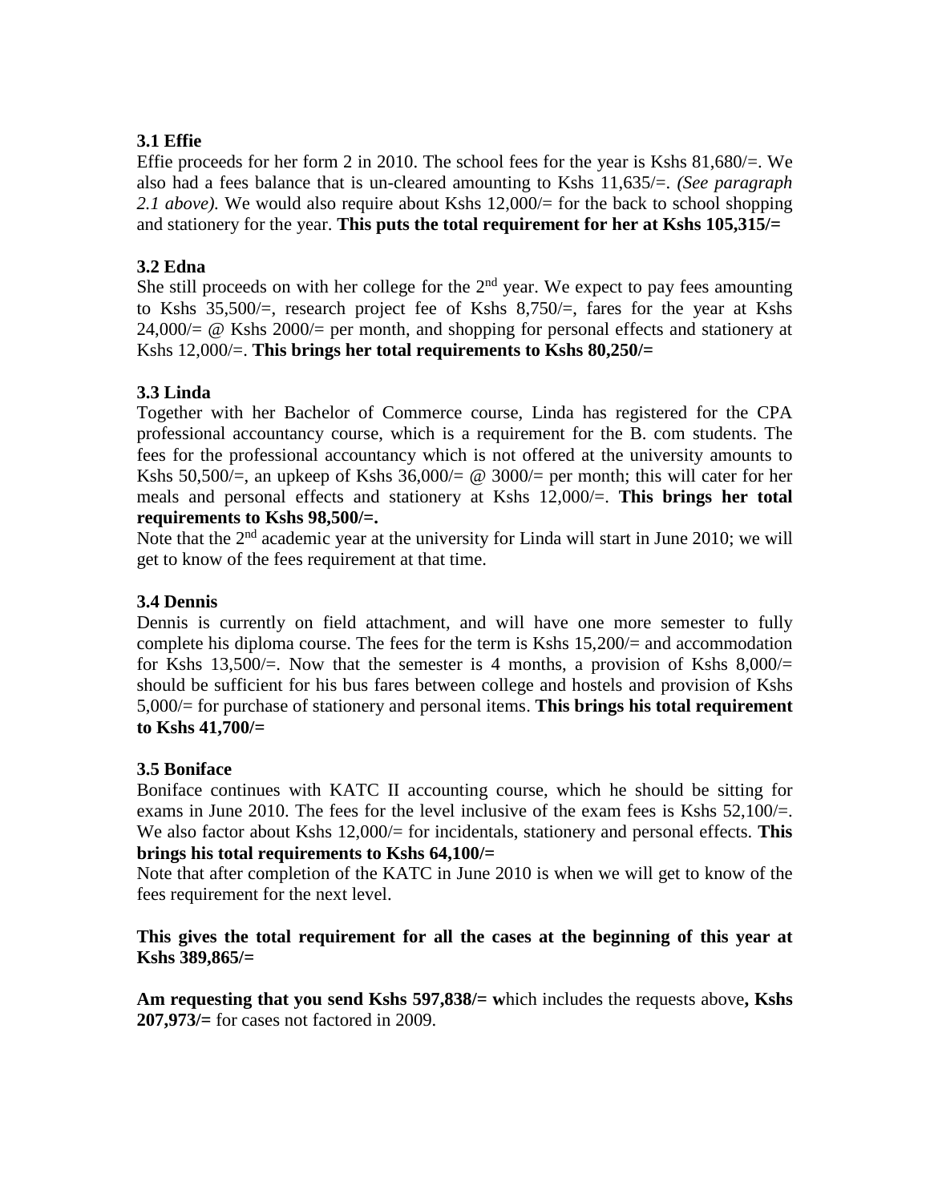### 3.1 Effie

Effie proceeds for her form 2 in 2010. The school fees for the year is Kshs 81,680/=. We also had a fees balance that is un-cleared amounting to Kshs 11,635/=. *(See paragraph 2.1 above).* We would also require about Kshs 12,000/= for the back to school shopping and stationery for the year. **This puts the total requirement for her at Kshs 105,315/=**

### 3.2 Edna

She still proceeds on with her college for the 2nd year. We expect to pay fees amounting to Kshs 35,500/=, research project fee of Kshs 8,750/=, fares for the year at Kshs 24,000/= @ Kshs 2000/= per month, and shopping for personal effects and stationery at Kshs 12,000/=. **This brings her total requirements to Kshs 80,250/=**

### 3.3 Linda

Together with her Bachelor of Commerce course, Linda has registered for the CPA professional accountancy course, which is a requirement for the B. com students. The fees for the professional accountancy which is not offered at the university amounts to Kshs 50,500/=, an upkeep of Kshs 36,000/= @ 3000/= per month; this will cater for her meals and personal effects and stationery at Kshs 12,000/=. **This brings her total requirements to Kshs 98,500/=.**

Note that the 2nd academic year at the university for Linda will start in June 2010; we will get to know of the fees requirement at that time.

### 3.4 Dennis

Dennis is currently on field attachment, and will have one more semester to fully complete his diploma course. The fees for the term is Kshs 15,200/= and accommodation for Kshs 13,500/=. Now that the semester is 4 months, a provision of Kshs 8,000/= should be sufficient for his bus fares between college and hostels and provision of Kshs 5,000/= for purchase of stationery and personal items. **This brings his total requirement to Kshs 41,700/=**

### 3.5 Boniface

Boniface continues with KATC II accounting course, which he should be sitting for exams in June 2010. The fees for the level inclusive of the exam fees is Kshs 52,100/=. We also factor about Kshs 12,000/= for incidentals, stationery and personal effects. **This brings his total requirements to Kshs 64,100/=**

Note that after completion of the KATC in June 2010 is when we will get to know of the fees requirement for the next level.

**This gives the total requirement for all the cases at the beginning of this year at Kshs 389,865/=**

**Am requesting that you send Kshs 597,838/= w**hich includes the requests above**, Kshs 207,973/=** for cases not factored in 2009.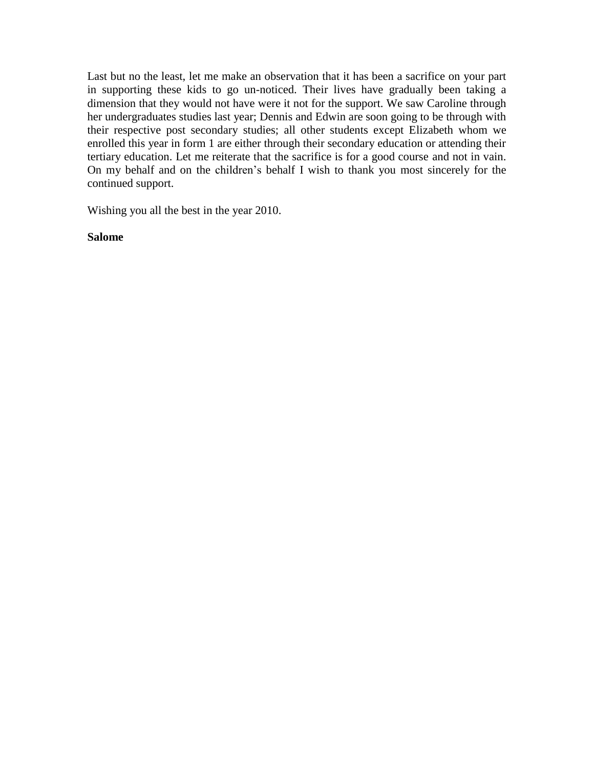Last but no the least, let me make an observation that it has been a sacrifice on your part in supporting these kids to go un-noticed. Their lives have gradually been taking a dimension that they would not have were it not for the support. We saw Caroline through her undergraduates studies last year; Dennis and Edwin are soon going to be through with their respective post secondary studies; all other students except Elizabeth whom we enrolled this year in form 1 are either through their secondary education or attending their tertiary education. Let me reiterate that the sacrifice is for a good course and not in vain. On my behalf and on the children's behalf I wish to thank you most sincerely for the continued support.

Wishing you all the best in the year 2010.

**Salome**